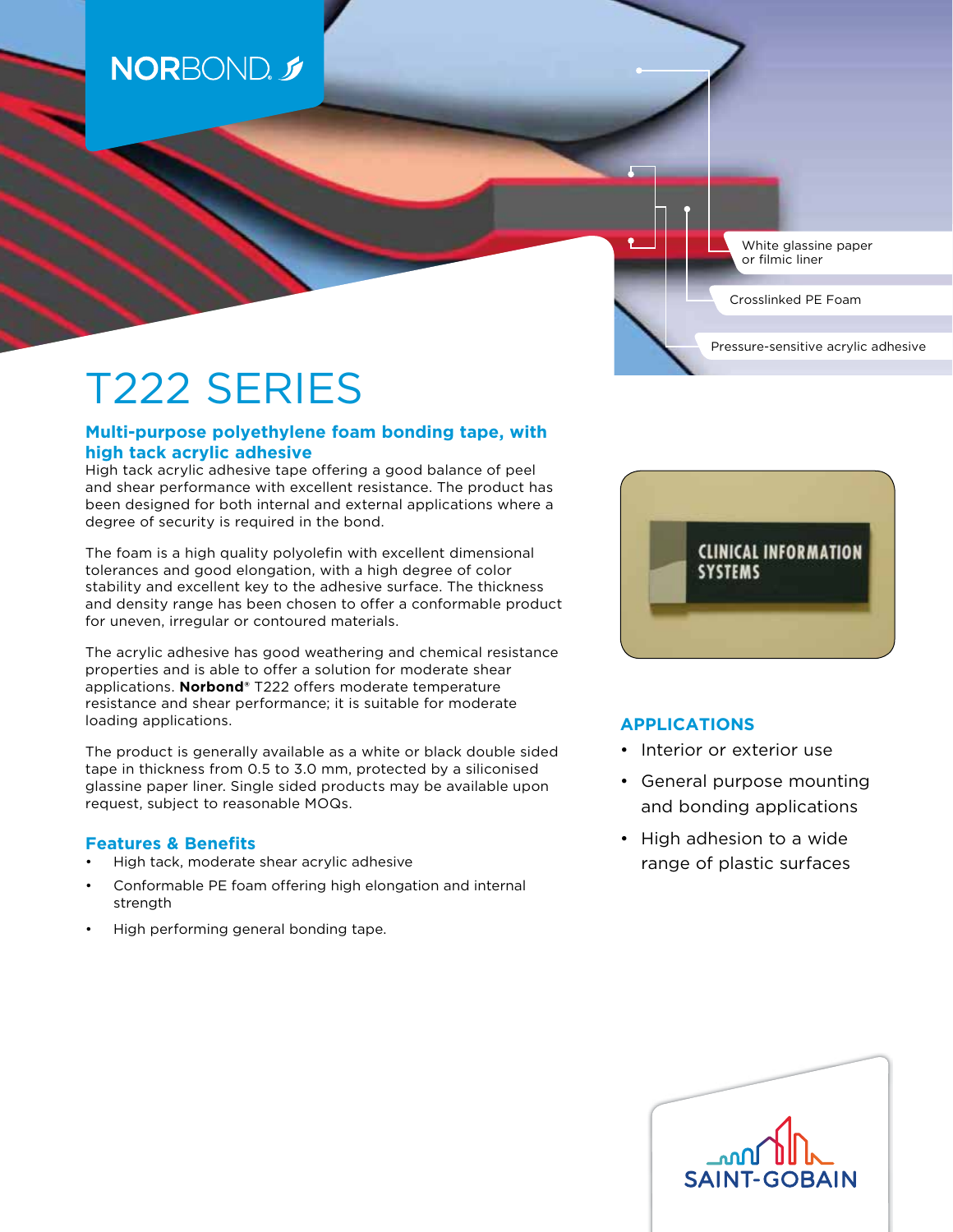NORBOND

White glassine paper or filmic liner

Crosslinked PE Foam

Pressure-sensitive acrylic adhesive

# T222 SERIES

## Multi-purpose polyethylene foam bonding tape, with high tack acrylic adhesive

High tack acrylic adhesive tape offering a good balance of peel and shear performance with excellent resistance. The product has been designed for both internal and external applications where a degree of security is required in the bond.

The foam is a high quality polyolefin with excellent dimensional tolerances and good elongation, with a high degree of color stability and excellent key to the adhesive surface. The thickness and density range has been chosen to offer a conformable product for uneven, irregular or contoured materials.

The acrylic adhesive has good weathering and chemical resistance properties and is able to offer a solution for moderate shear applications. **Norbond**® T222 offers moderate temperature resistance and shear performance; it is suitable for moderate loading applications.

The product is generally available as a white or black double sided tape in thickness from 0.5 to 3.0 mm, protected by a siliconised glassine paper liner. Single sided products may be available upon request, subject to reasonable MOQs.

## Features & Benefits

- High tack, moderate shear acrylic adhesive
- Conformable PE foam offering high elongation and internal strength
- High performing general bonding tape.

## APPLICATIONS

- Interior or exterior use
- General purpose mounting and bonding applications
- High adhesion to a wide range of plastic surfaces

SAINT-GOBAIN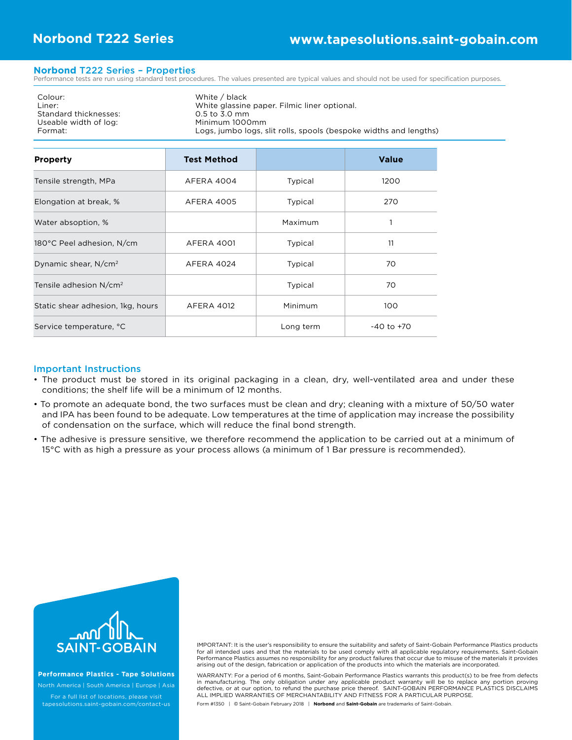## Norbond T222 Series – Properties

Performance tests are run using standard test procedures. The values presented are typical values and should not be used for specification purposes.

| | |
|---|---|
| Colour: | White / black |
| Liner: | White glassine paper. Filmic liner optional. |
| Standard thicknesses: | 0.5 to 3.0 mm |
| Useable width of log: | Minimum 1000mm |
| Format: | Logs, jumbo logs, slit rolls, spools (bespoke widths and lengths) |

| Property | Test Method | | Value |
|---|---|---|---|
| Tensile strength, MPa | AFERA 4004 | Typical | 1200 |
| Elongation at break, % | AFERA 4005 | Typical | 270 |
| Water absoption, % | | Maximum | 1 |
| 180°C Peel adhesion, N/cm | AFERA 4001 | Typical | 11 |
| Dynamic shear, N/cm² | AFERA 4024 | Typical | 70 |
| Tensile adhesion N/cm² | | Typical | 70 |
| Static shear adhesion, 1kg, hours | AFERA 4012 | Minimum | 100 |
| Service temperature, °C | | Long term | -40 to +70 |

## Important Instructions

- The product must be stored in its original packaging in a clean, dry, well-ventilated area and under these conditions; the shelf life will be a minimum of 12 months.
- To promote an adequate bond, the two surfaces must be clean and dry; cleaning with a mixture of 50/50 water and IPA has been found to be adequate. Low temperatures at the time of application may increase the possibility of condensation on the surface, which will reduce the final bond strength.
- The adhesive is pressure sensitive, we therefore recommend the application to be carried out at a minimum of 15°C with as high a pressure as your process allows (a minimum of 1 Bar pressure is recommended).

SAINT-GOBAIN

**Performance Plastics - Tape Solutions**

North America | South America | Europe | Asia

For a full list of locations, please visit tapesolutions.saint-gobain.com/contact-us

IMPORTANT: It is the user's responsibility to ensure the suitability and safety of Saint-Gobain Performance Plastics products for all intended uses and that the materials to be used comply with all applicable regulatory requirements. Saint-Gobain Performance Plastics assumes no responsibility for any product failures that occur due to misuse of the materials it provides arising out of the design, fabrication or application of the products into which the materials are incorporated.

WARRANTY: For a period of 6 months, Saint-Gobain Performance Plastics warrants this product(s) to be free from defects in manufacturing. The only obligation under any applicable product warranty will be to replace any portion proving defective, or at our option, to refund the purchase price thereof. SAINT-GOBAIN PERFORMANCE PLASTICS DISCLAIMS ALL IMPLIED WARRANTIES OF MERCHANTABILITY AND FITNESS FOR A PARTICULAR PURPOSE.

Form #1350 | © Saint-Gobain February 2018 | **Norbond** and **Saint-Gobain** are trademarks of Saint-Gobain.